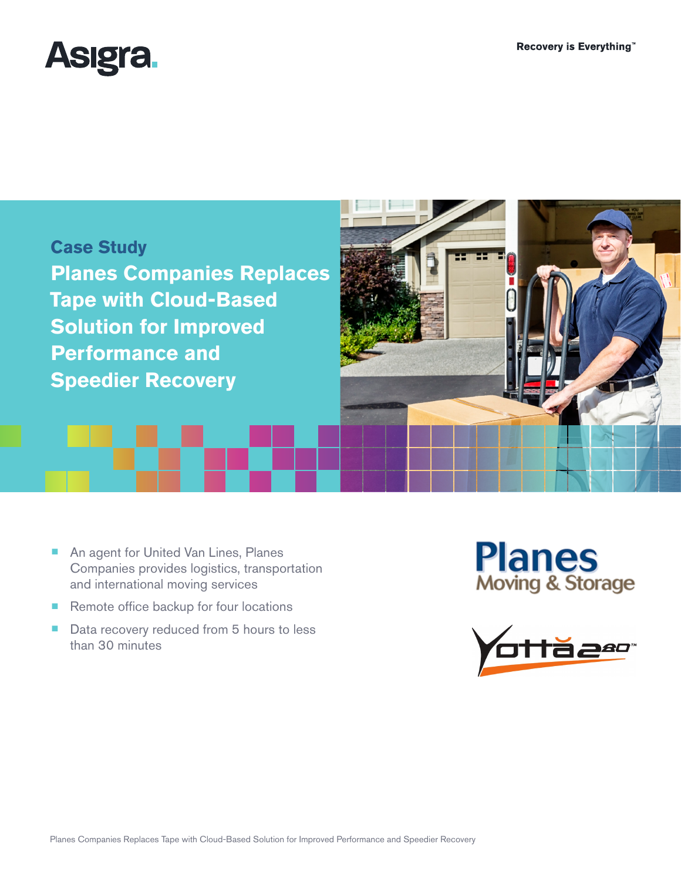Asigra

Recovery is Everything™

## Case Study

# Planes Companies Replaces Tape with Cloud-Based Solution for Improved Performance and Speedier Recovery

- An agent for United Van Lines, Planes Companies provides logistics, transportation and international moving services
- Remote office backup for four locations
- Data recovery reduced from 5 hours to less than 30 minutes

Planes Moving & Storage

Yotta280™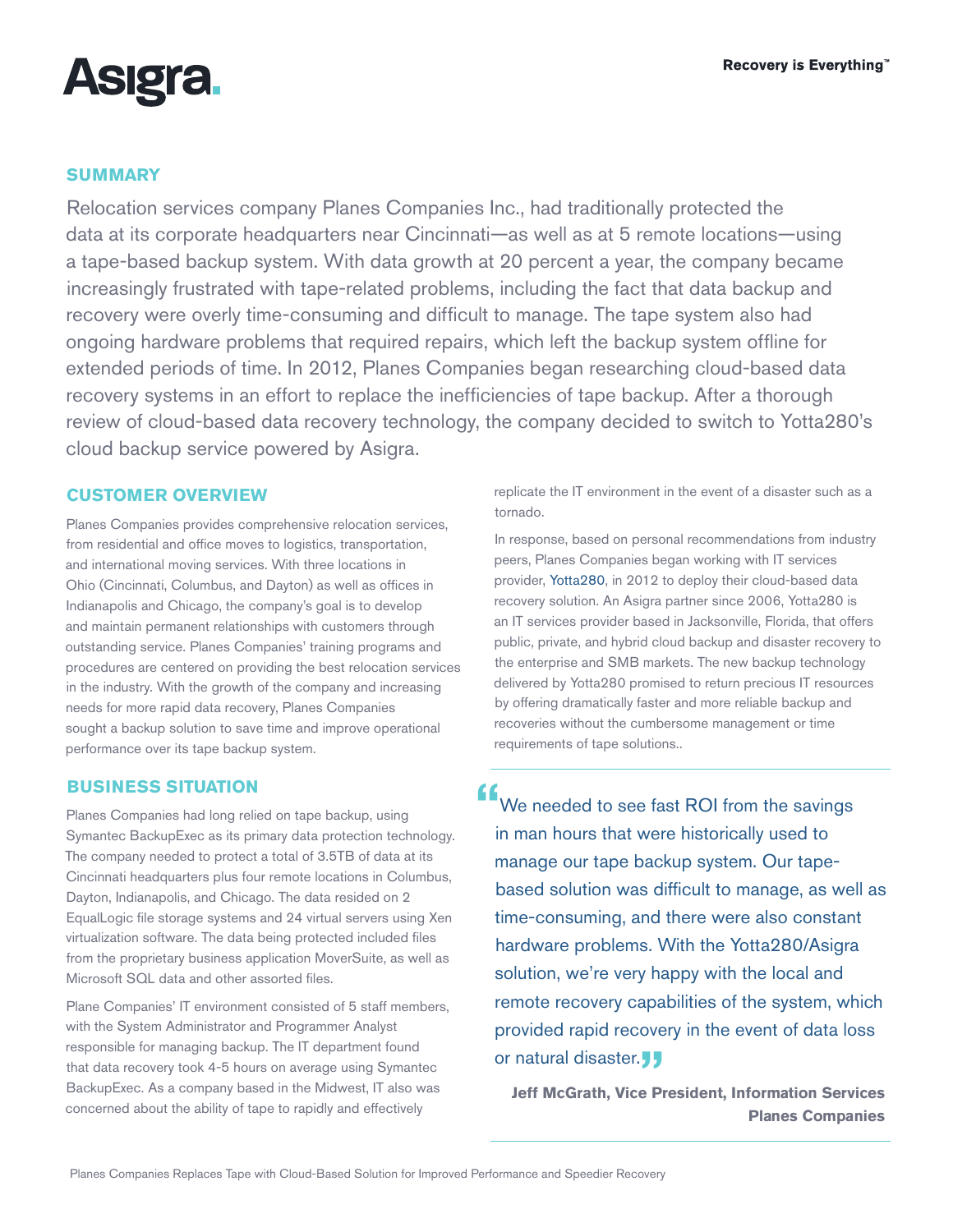## SUMMARY

Relocation services company Planes Companies Inc., had traditionally protected the data at its corporate headquarters near Cincinnati—as well as at 5 remote locations—using a tape-based backup system. With data growth at 20 percent a year, the company became increasingly frustrated with tape-related problems, including the fact that data backup and recovery were overly time-consuming and difficult to manage. The tape system also had ongoing hardware problems that required repairs, which left the backup system offline for extended periods of time. In 2012, Planes Companies began researching cloud-based data recovery systems in an effort to replace the inefficiencies of tape backup. After a thorough review of cloud-based data recovery technology, the company decided to switch to Yotta280's cloud backup service powered by Asigra.

## CUSTOMER OVERVIEW

Planes Companies provides comprehensive relocation services, from residential and office moves to logistics, transportation, and international moving services. With three locations in Ohio (Cincinnati, Columbus, and Dayton) as well as offices in Indianapolis and Chicago, the company's goal is to develop and maintain permanent relationships with customers through outstanding service. Planes Companies' training programs and procedures are centered on providing the best relocation services in the industry. With the growth of the company and increasing needs for more rapid data recovery, Planes Companies sought a backup solution to save time and improve operational performance over its tape backup system.

## BUSINESS SITUATION

Planes Companies had long relied on tape backup, using Symantec BackupExec as its primary data protection technology. The company needed to protect a total of 3.5TB of data at its Cincinnati headquarters plus four remote locations in Columbus, Dayton, Indianapolis, and Chicago. The data resided on 2 EqualLogic file storage systems and 24 virtual servers using Xen virtualization software. The data being protected included files from the proprietary business application MoverSuite, as well as Microsoft SQL data and other assorted files.

Plane Companies' IT environment consisted of 5 staff members, with the System Administrator and Programmer Analyst responsible for managing backup. The IT department found that data recovery took 4-5 hours on average using Symantec BackupExec. As a company based in the Midwest, IT also was concerned about the ability of tape to rapidly and effectively replicate the IT environment in the event of a disaster such as a tornado.

In response, based on personal recommendations from industry peers, Planes Companies began working with IT services provider, Yotta280, in 2012 to deploy their cloud-based data recovery solution. An Asigra partner since 2006, Yotta280 is an IT services provider based in Jacksonville, Florida, that offers public, private, and hybrid cloud backup and disaster recovery to the enterprise and SMB markets. The new backup technology delivered by Yotta280 promised to return precious IT resources by offering dramatically faster and more reliable backup and recoveries without the cumbersome management or time requirements of tape solutions..

> "We needed to see fast ROI from the savings in man hours that were historically used to manage our tape backup system. Our tape-based solution was difficult to manage, as well as time-consuming, and there were also constant hardware problems. With the Yotta280/Asigra solution, we're very happy with the local and remote recovery capabilities of the system, which provided rapid recovery in the event of data loss or natural disaster."
>
> **Jeff McGrath, Vice President, Information Services**
> **Planes Companies**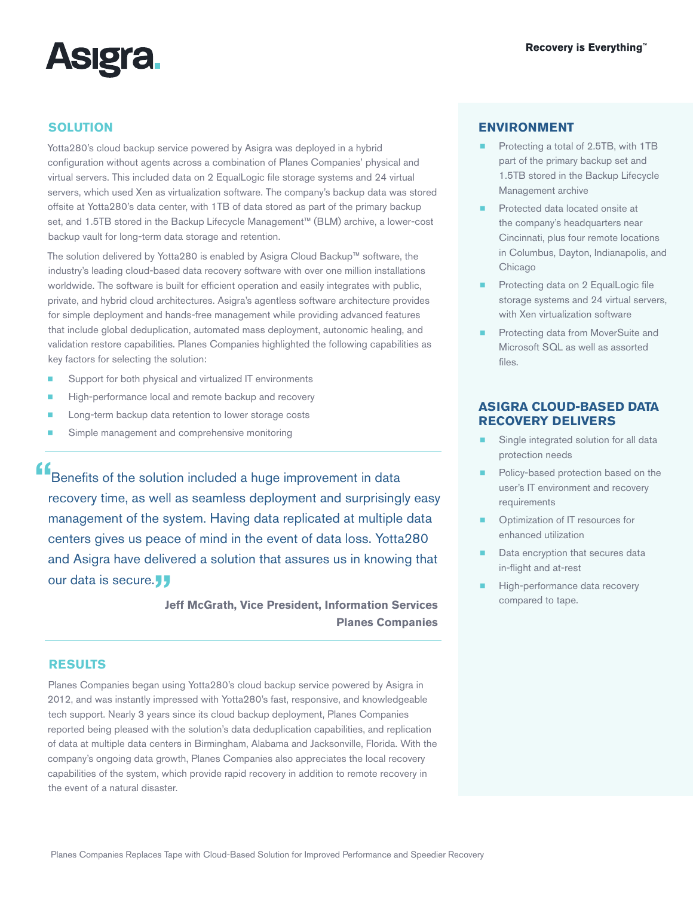## SOLUTION

Yotta280's cloud backup service powered by Asigra was deployed in a hybrid configuration without agents across a combination of Planes Companies' physical and virtual servers. This included data on 2 EqualLogic file storage systems and 24 virtual servers, which used Xen as virtualization software. The company's backup data was stored offsite at Yotta280's data center, with 1TB of data stored as part of the primary backup set, and 1.5TB stored in the Backup Lifecycle Management™ (BLM) archive, a lower-cost backup vault for long-term data storage and retention.

The solution delivered by Yotta280 is enabled by Asigra Cloud Backup™ software, the industry's leading cloud-based data recovery software with over one million installations worldwide. The software is built for efficient operation and easily integrates with public, private, and hybrid cloud architectures. Asigra's agentless software architecture provides for simple deployment and hands-free management while providing advanced features that include global deduplication, automated mass deployment, autonomic healing, and validation restore capabilities. Planes Companies highlighted the following capabilities as key factors for selecting the solution:

- Support for both physical and virtualized IT environments
- High-performance local and remote backup and recovery
- Long-term backup data retention to lower storage costs
- Simple management and comprehensive monitoring

> "Benefits of the solution included a huge improvement in data recovery time, as well as seamless deployment and surprisingly easy management of the system. Having data replicated at multiple data centers gives us peace of mind in the event of data loss. Yotta280 and Asigra have delivered a solution that assures us in knowing that our data is secure."
>
> **Jeff McGrath, Vice President, Information Services**
> **Planes Companies**

## RESULTS

Planes Companies began using Yotta280's cloud backup service powered by Asigra in 2012, and was instantly impressed with Yotta280's fast, responsive, and knowledgeable tech support. Nearly 3 years since its cloud backup deployment, Planes Companies reported being pleased with the solution's data deduplication capabilities, and replication of data at multiple data centers in Birmingham, Alabama and Jacksonville, Florida. With the company's ongoing data growth, Planes Companies also appreciates the local recovery capabilities of the system, which provide rapid recovery in addition to remote recovery in the event of a natural disaster.

## ENVIRONMENT

- Protecting a total of 2.5TB, with 1TB part of the primary backup set and 1.5TB stored in the Backup Lifecycle Management archive
- Protected data located onsite at the company's headquarters near Cincinnati, plus four remote locations in Columbus, Dayton, Indianapolis, and Chicago
- Protecting data on 2 EqualLogic file storage systems and 24 virtual servers, with Xen virtualization software
- Protecting data from MoverSuite and Microsoft SQL as well as assorted files.

## ASIGRA CLOUD-BASED DATA RECOVERY DELIVERS

- Single integrated solution for all data protection needs
- Policy-based protection based on the user's IT environment and recovery requirements
- Optimization of IT resources for enhanced utilization
- Data encryption that secures data in-flight and at-rest
- High-performance data recovery compared to tape.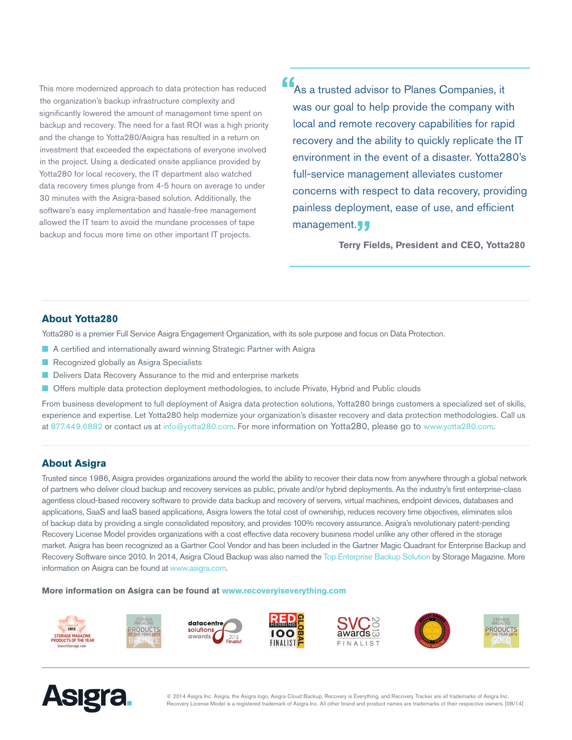This more modernized approach to data protection has reduced the organization's backup infrastructure complexity and significantly lowered the amount of management time spent on backup and recovery. The need for a fast ROI was a high priority and the change to Yotta280/Asigra has resulted in a return on investment that exceeded the expectations of everyone involved in the project. Using a dedicated onsite appliance provided by Yotta280 for local recovery, the IT department also watched data recovery times plunge from 4-5 hours on average to under 30 minutes with the Asigra-based solution. Additionally, the software's easy implementation and hassle-free management allowed the IT team to avoid the mundane processes of tape backup and focus more time on other important IT projects.

> "As a trusted advisor to Planes Companies, it was our goal to help provide the company with local and remote recovery capabilities for rapid recovery and the ability to quickly replicate the IT environment in the event of a disaster. Yotta280's full-service management alleviates customer concerns with respect to data recovery, providing painless deployment, ease of use, and efficient management."
>
> **Terry Fields, President and CEO, Yotta280**

## About Yotta280

Yotta280 is a premier Full Service Asigra Engagement Organization, with its sole purpose and focus on Data Protection.

- A certified and internationally award winning Strategic Partner with Asigra
- Recognized globally as Asigra Specialists
- Delivers Data Recovery Assurance to the mid and enterprise markets
- Offers multiple data protection deployment methodologies, to include Private, Hybrid and Public clouds

From business development to full deployment of Asigra data protection solutions, Yotta280 brings customers a specialized set of skills, experience and expertise. Let Yotta280 help modernize your organization's disaster recovery and data protection methodologies. Call us at 877.449.6882 or contact us at info@yotta280.com. For more information on Yotta280, please go to www.yotta280.com.

## About Asigra

Trusted since 1986, Asigra provides organizations around the world the ability to recover their data now from anywhere through a global network of partners who deliver cloud backup and recovery services as public, private and/or hybrid deployments. As the industry's first enterprise-class agentless cloud-based recovery software to provide data backup and recovery of servers, virtual machines, endpoint devices, databases and applications, SaaS and IaaS based applications, Asigra lowers the total cost of ownership, reduces recovery time objectives, eliminates silos of backup data by providing a single consolidated repository, and provides 100% recovery assurance. Asigra's revolutionary patent-pending Recovery License Model provides organizations with a cost effective data recovery business model unlike any other offered in the storage market. Asigra has been recognized as a Gartner Cool Vendor and has been included in the Gartner Magic Quadrant for Enterprise Backup and Recovery Software since 2010. In 2014, Asigra Cloud Backup was also named the Top Enterprise Backup Solution by Storage Magazine. More information on Asigra can be found at www.asigra.com.

**More information on Asigra can be found at www.recoveryiseverything.com**

Asigra.

© 2014 Asigra Inc. Asigra, the Asigra logo, Asigra Cloud Backup, Recovery is Everything, and Recovery Tracker are all trademarks of Asigra Inc. Recovery License Model is a registered trademark of Asigra Inc. All other brand and product names are trademarks of their respective owners. [08/14]